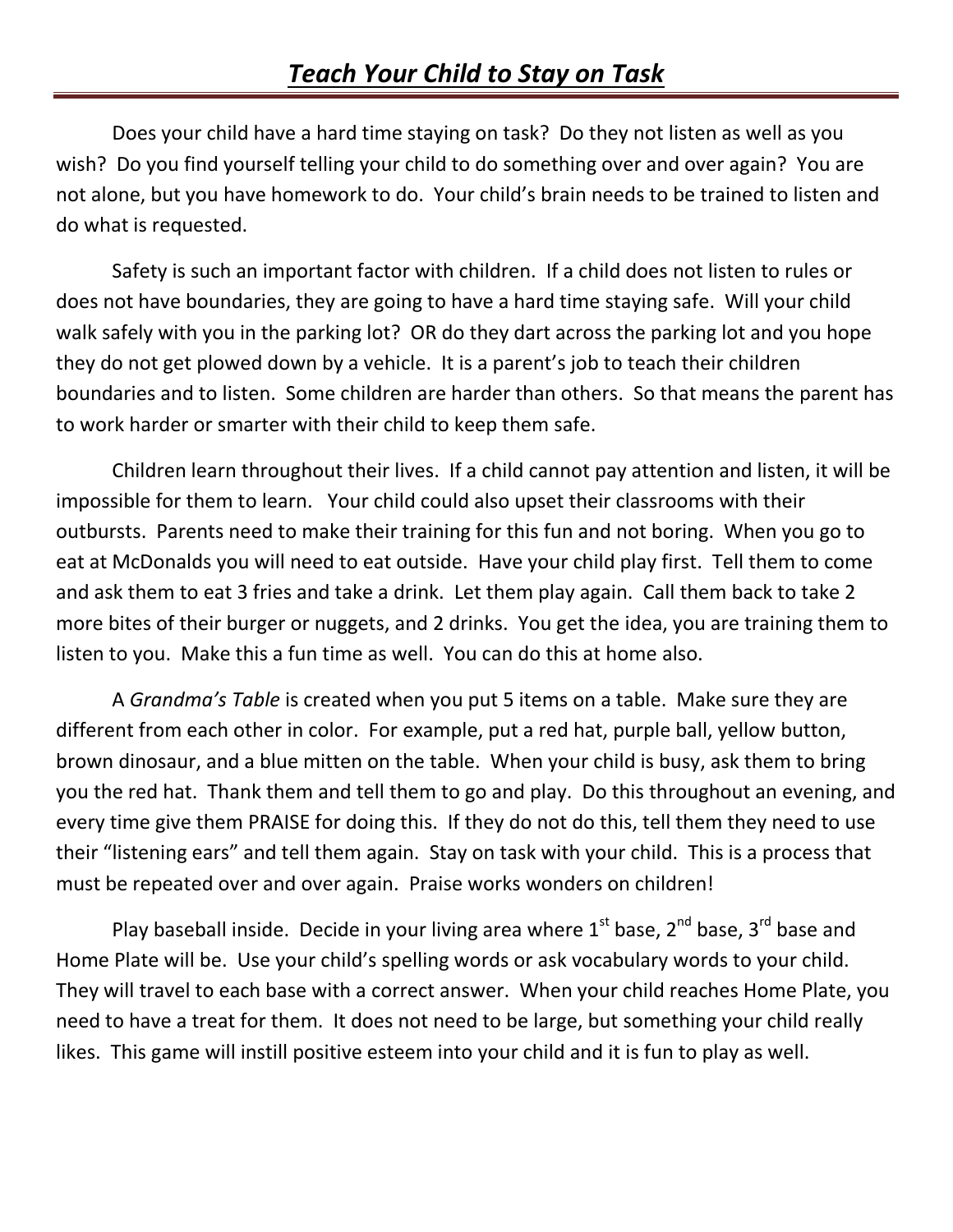# *Teach Your Child to Stay on Task*

Does your child have a hard time staying on task? Do they not listen as well as you wish? Do you find yourself telling your child to do something over and over again? You are not alone, but you have homework to do. Your child's brain needs to be trained to listen and do what is requested.

Safety is such an important factor with children. If a child does not listen to rules or does not have boundaries, they are going to have a hard time staying safe. Will your child walk safely with you in the parking lot? OR do they dart across the parking lot and you hope they do not get plowed down by a vehicle. It is a parent's job to teach their children boundaries and to listen. Some children are harder than others. So that means the parent has to work harder or smarter with their child to keep them safe.

Children learn throughout their lives. If a child cannot pay attention and listen, it will be impossible for them to learn. Your child could also upset their classrooms with their outbursts. Parents need to make their training for this fun and not boring. When you go to eat at McDonalds you will need to eat outside. Have your child play first. Tell them to come and ask them to eat 3 fries and take a drink. Let them play again. Call them back to take 2 more bites of their burger or nuggets, and 2 drinks. You get the idea, you are training them to listen to you. Make this a fun time as well. You can do this at home also.

A *Grandma's Table* is created when you put 5 items on a table. Make sure they are different from each other in color. For example, put a red hat, purple ball, yellow button, brown dinosaur, and a blue mitten on the table. When your child is busy, ask them to bring you the red hat. Thank them and tell them to go and play. Do this throughout an evening, and every time give them PRAISE for doing this. If they do not do this, tell them they need to use their "listening ears" and tell them again. Stay on task with your child. This is a process that must be repeated over and over again. Praise works wonders on children!

Play baseball inside. Decide in your living area where 1st base, 2nd base, 3rd base and Home Plate will be. Use your child's spelling words or ask vocabulary words to your child. They will travel to each base with a correct answer. When your child reaches Home Plate, you need to have a treat for them. It does not need to be large, but something your child really likes. This game will instill positive esteem into your child and it is fun to play as well.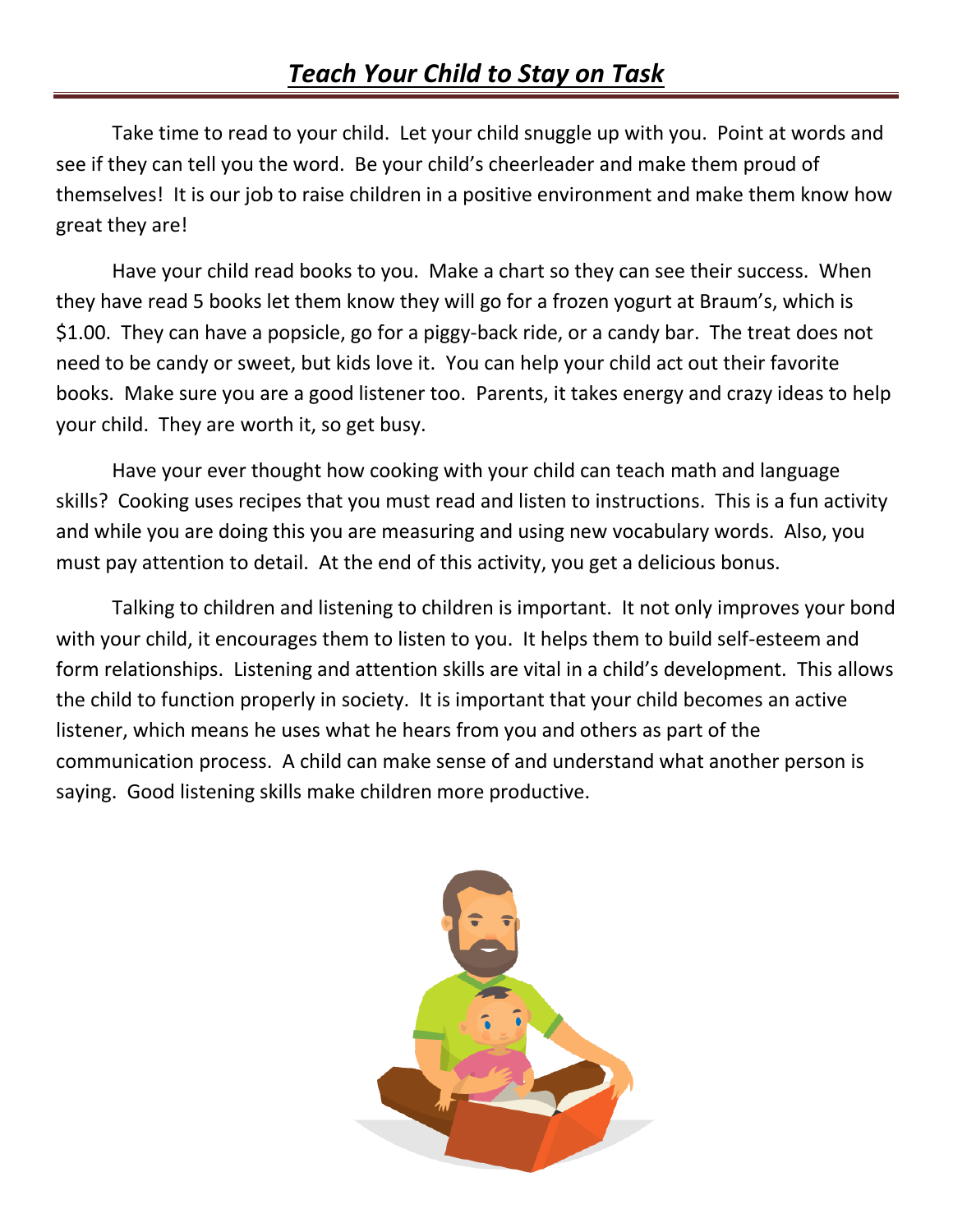# ***Teach Your Child to Stay on Task***

Take time to read to your child. Let your child snuggle up with you. Point at words and see if they can tell you the word. Be your child's cheerleader and make them proud of themselves! It is our job to raise children in a positive environment and make them know how great they are!

Have your child read books to you. Make a chart so they can see their success. When they have read 5 books let them know they will go for a frozen yogurt at Braum's, which is $1.00. They can have a popsicle, go for a piggy-back ride, or a candy bar. The treat does not need to be candy or sweet, but kids love it. You can help your child act out their favorite books. Make sure you are a good listener too. Parents, it takes energy and crazy ideas to help your child. They are worth it, so get busy.

Have your ever thought how cooking with your child can teach math and language skills? Cooking uses recipes that you must read and listen to instructions. This is a fun activity and while you are doing this you are measuring and using new vocabulary words. Also, you must pay attention to detail. At the end of this activity, you get a delicious bonus.

Talking to children and listening to children is important. It not only improves your bond with your child, it encourages them to listen to you. It helps them to build self-esteem and form relationships. Listening and attention skills are vital in a child's development. This allows the child to function properly in society. It is important that your child becomes an active listener, which means he uses what he hears from you and others as part of the communication process. A child can make sense of and understand what another person is saying. Good listening skills make children more productive.